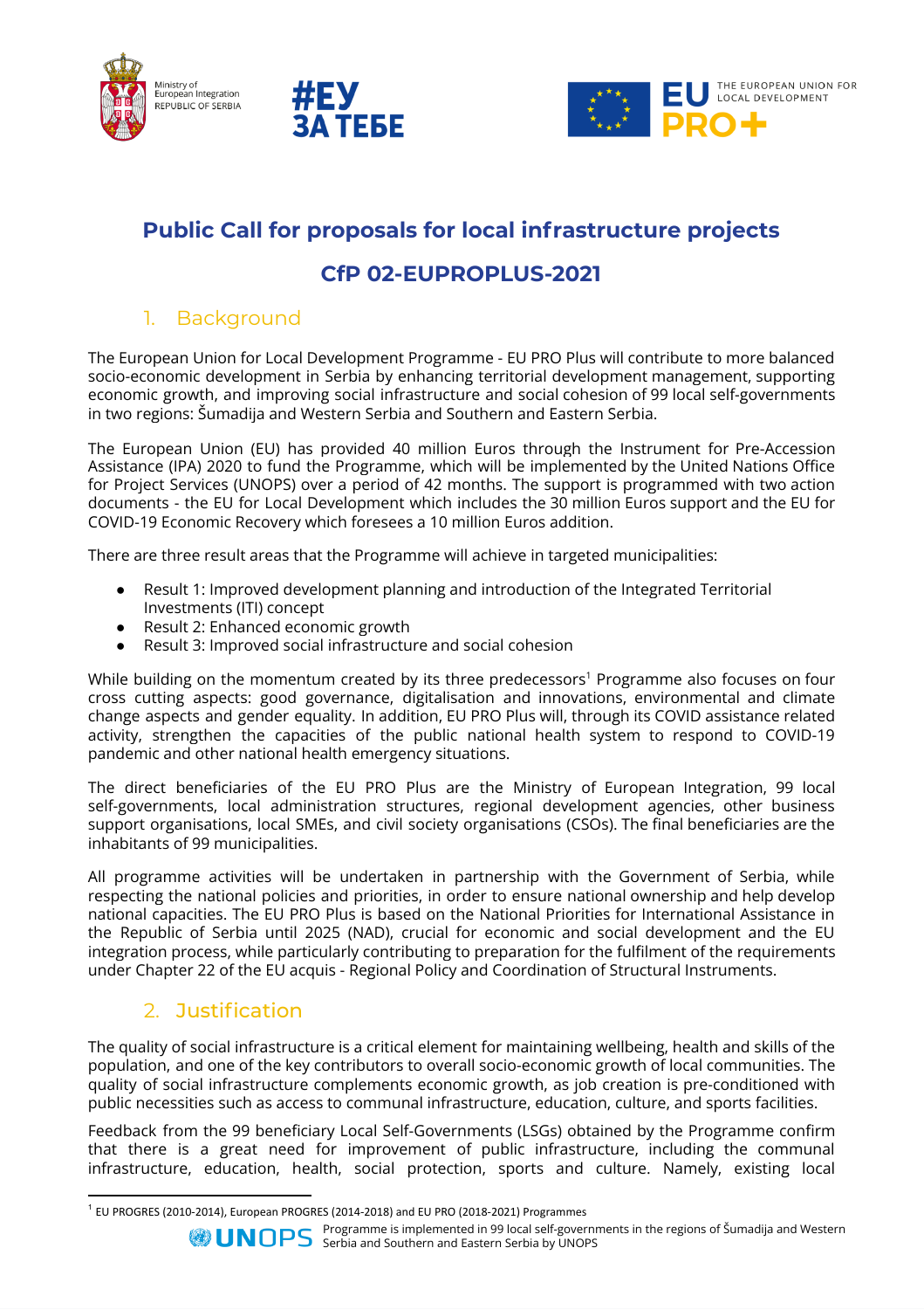# Public Call for proposals for local infrastructure projects

## CfP 02-EUPROPLUS-2021

## 1. Background

The European Union for Local Development Programme - EU PRO Plus will contribute to more balanced socio-economic development in Serbia by enhancing territorial development management, supporting economic growth, and improving social infrastructure and social cohesion of 99 local self-governments in two regions: Šumadija and Western Serbia and Southern and Eastern Serbia.

The European Union (EU) has provided 40 million Euros through the Instrument for Pre-Accession Assistance (IPA) 2020 to fund the Programme, which will be implemented by the United Nations Office for Project Services (UNOPS) over a period of 42 months. The support is programmed with two action documents - the EU for Local Development which includes the 30 million Euros support and the EU for COVID-19 Economic Recovery which foresees a 10 million Euros addition.

There are three result areas that the Programme will achieve in targeted municipalities:

- Result 1: Improved development planning and introduction of the Integrated Territorial Investments (ITI) concept
- Result 2: Enhanced economic growth
- Result 3: Improved social infrastructure and social cohesion

While building on the momentum created by its three predecessors[1] Programme also focuses on four cross cutting aspects: good governance, digitalisation and innovations, environmental and climate change aspects and gender equality. In addition, EU PRO Plus will, through its COVID assistance related activity, strengthen the capacities of the public national health system to respond to COVID-19 pandemic and other national health emergency situations.

The direct beneficiaries of the EU PRO Plus are the Ministry of European Integration, 99 local self-governments, local administration structures, regional development agencies, other business support organisations, local SMEs, and civil society organisations (CSOs). The final beneficiaries are the inhabitants of 99 municipalities.

All programme activities will be undertaken in partnership with the Government of Serbia, while respecting the national policies and priorities, in order to ensure national ownership and help develop national capacities. The EU PRO Plus is based on the National Priorities for International Assistance in the Republic of Serbia until 2025 (NAD), crucial for economic and social development and the EU integration process, while particularly contributing to preparation for the fulfilment of the requirements under Chapter 22 of the EU acquis - Regional Policy and Coordination of Structural Instruments.

## 2. Justification

The quality of social infrastructure is a critical element for maintaining wellbeing, health and skills of the population, and one of the key contributors to overall socio-economic growth of local communities. The quality of social infrastructure complements economic growth, as job creation is pre-conditioned with public necessities such as access to communal infrastructure, education, culture, and sports facilities.

Feedback from the 99 beneficiary Local Self-Governments (LSGs) obtained by the Programme confirm that there is a great need for improvement of public infrastructure, including the communal infrastructure, education, health, social protection, sports and culture. Namely, existing local

[1] EU PROGRES (2010-2014), European PROGRES (2014-2018) and EU PRO (2018-2021) Programmes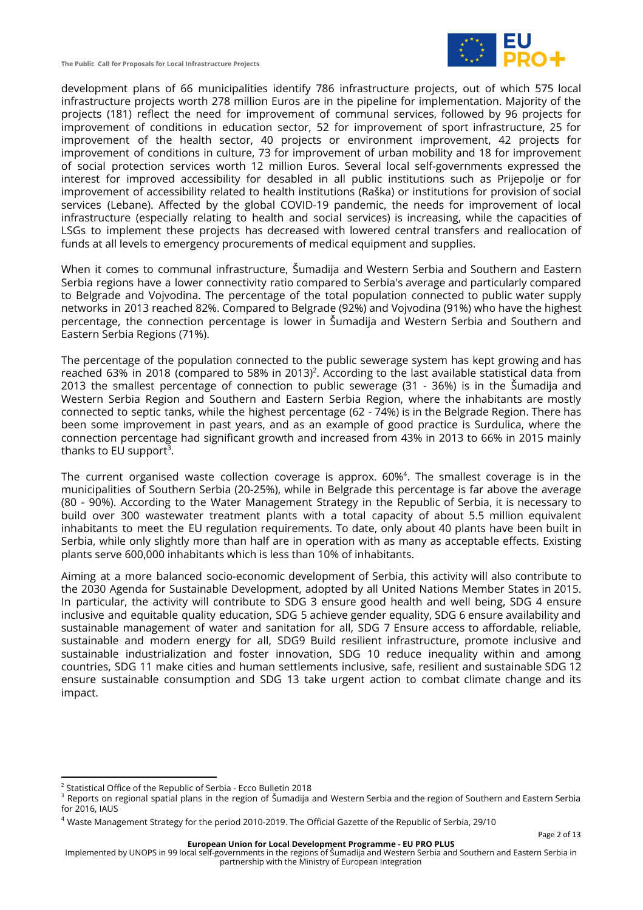development plans of 66 municipalities identify 786 infrastructure projects, out of which 575 local infrastructure projects worth 278 million Euros are in the pipeline for implementation. Majority of the projects (181) reflect the need for improvement of communal services, followed by 96 projects for improvement of conditions in education sector, 52 for improvement of sport infrastructure, 25 for improvement of the health sector, 40 projects or environment improvement, 42 projects for improvement of conditions in culture, 73 for improvement of urban mobility and 18 for improvement of social protection services worth 12 million Euros. Several local self-governments expressed the interest for improved accessibility for desabled in all public institutions such as Prijepolje or for improvement of accessibility related to health institutions (Raška) or institutions for provision of social services (Lebane). Affected by the global COVID-19 pandemic, the needs for improvement of local infrastructure (especially relating to health and social services) is increasing, while the capacities of LSGs to implement these projects has decreased with lowered central transfers and reallocation of funds at all levels to emergency procurements of medical equipment and supplies.

When it comes to communal infrastructure, Šumadija and Western Serbia and Southern and Eastern Serbia regions have a lower connectivity ratio compared to Serbia's average and particularly compared to Belgrade and Vojvodina. The percentage of the total population connected to public water supply networks in 2013 reached 82%. Compared to Belgrade (92%) and Vojvodina (91%) who have the highest percentage, the connection percentage is lower in Šumadija and Western Serbia and Southern and Eastern Serbia Regions (71%).

The percentage of the population connected to the public sewerage system has kept growing and has reached 63% in 2018 (compared to 58% in 2013)[2]. According to the last available statistical data from 2013 the smallest percentage of connection to public sewerage (31 - 36%) is in the Šumadija and Western Serbia Region and Southern and Eastern Serbia Region, where the inhabitants are mostly connected to septic tanks, while the highest percentage (62 - 74%) is in the Belgrade Region. There has been some improvement in past years, and as an example of good practice is Surdulica, where the connection percentage had significant growth and increased from 43% in 2013 to 66% in 2015 mainly thanks to EU support[3].

The current organised waste collection coverage is approx. 60%[4]. The smallest coverage is in the municipalities of Southern Serbia (20-25%), while in Belgrade this percentage is far above the average (80 - 90%). According to the Water Management Strategy in the Republic of Serbia, it is necessary to build over 300 wastewater treatment plants with a total capacity of about 5.5 million equivalent inhabitants to meet the EU regulation requirements. To date, only about 40 plants have been built in Serbia, while only slightly more than half are in operation with as many as acceptable effects. Existing plants serve 600,000 inhabitants which is less than 10% of inhabitants.

Aiming at a more balanced socio-economic development of Serbia, this activity will also contribute to the 2030 Agenda for Sustainable Development, adopted by all United Nations Member States in 2015. In particular, the activity will contribute to SDG 3 ensure good health and well being, SDG 4 ensure inclusive and equitable quality education, SDG 5 achieve gender equality, SDG 6 ensure availability and sustainable management of water and sanitation for all, SDG 7 Ensure access to affordable, reliable, sustainable and modern energy for all, SDG9 Build resilient infrastructure, promote inclusive and sustainable industrialization and foster innovation, SDG 10 reduce inequality within and among countries, SDG 11 make cities and human settlements inclusive, safe, resilient and sustainable SDG 12 ensure sustainable consumption and SDG 13 take urgent action to combat climate change and its impact.

---

[2] Statistical Office of the Republic of Serbia - Ecco Bulletin 2018

[3] Reports on regional spatial plans in the region of Šumadija and Western Serbia and the region of Southern and Eastern Serbia for 2016, IAUS

[4] Waste Management Strategy for the period 2010-2019. The Official Gazette of the Republic of Serbia, 29/10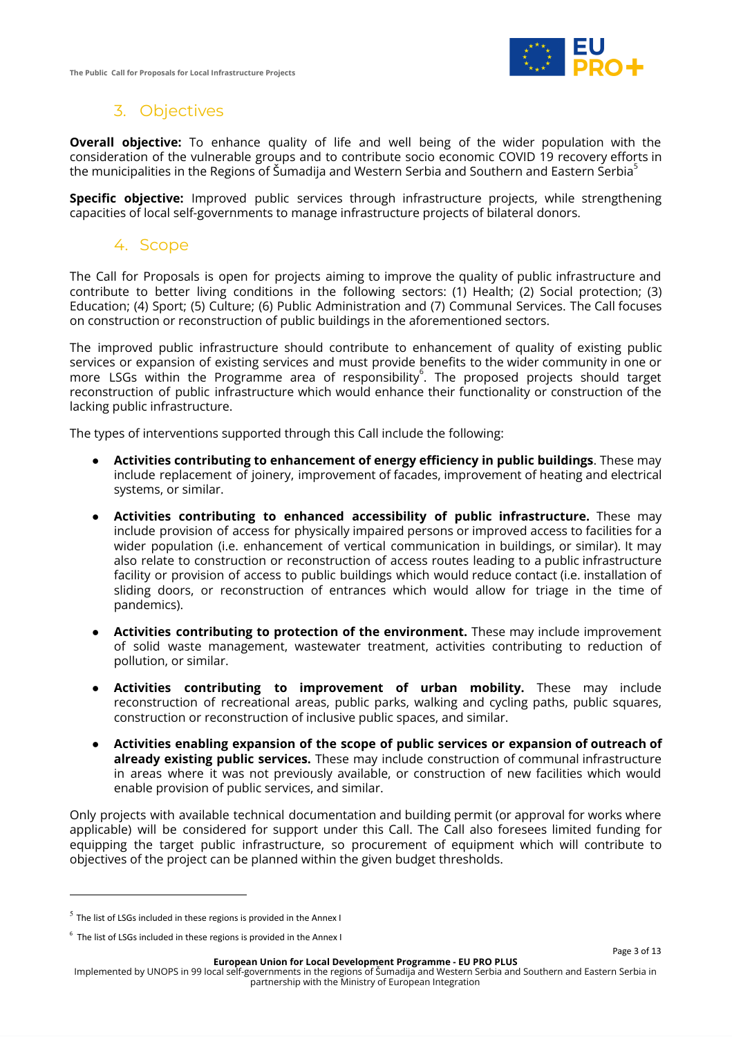## 3. Objectives

**Overall objective:** To enhance quality of life and well being of the wider population with the consideration of the vulnerable groups and to contribute socio economic COVID 19 recovery efforts in the municipalities in the Regions of Šumadija and Western Serbia and Southern and Eastern Serbia[5]

**Specific objective:** Improved public services through infrastructure projects, while strengthening capacities of local self-governments to manage infrastructure projects of bilateral donors.

## 4. Scope

The Call for Proposals is open for projects aiming to improve the quality of public infrastructure and contribute to better living conditions in the following sectors: (1) Health; (2) Social protection; (3) Education; (4) Sport; (5) Culture; (6) Public Administration and (7) Communal Services. The Call focuses on construction or reconstruction of public buildings in the aforementioned sectors.

The improved public infrastructure should contribute to enhancement of quality of existing public services or expansion of existing services and must provide benefits to the wider community in one or more LSGs within the Programme area of responsibility[6]. The proposed projects should target reconstruction of public infrastructure which would enhance their functionality or construction of the lacking public infrastructure.

The types of interventions supported through this Call include the following:

- **Activities contributing to enhancement of energy efficiency in public buildings**. These may include replacement of joinery, improvement of facades, improvement of heating and electrical systems, or similar.
- **Activities contributing to enhanced accessibility of public infrastructure.** These may include provision of access for physically impaired persons or improved access to facilities for a wider population (i.e. enhancement of vertical communication in buildings, or similar). It may also relate to construction or reconstruction of access routes leading to a public infrastructure facility or provision of access to public buildings which would reduce contact (i.e. installation of sliding doors, or reconstruction of entrances which would allow for triage in the time of pandemics).
- **Activities contributing to protection of the environment.** These may include improvement of solid waste management, wastewater treatment, activities contributing to reduction of pollution, or similar.
- **Activities contributing to improvement of urban mobility.** These may include reconstruction of recreational areas, public parks, walking and cycling paths, public squares, construction or reconstruction of inclusive public spaces, and similar.
- **Activities enabling expansion of the scope of public services or expansion of outreach of already existing public services.** These may include construction of communal infrastructure in areas where it was not previously available, or construction of new facilities which would enable provision of public services, and similar.

Only projects with available technical documentation and building permit (or approval for works where applicable) will be considered for support under this Call. The Call also foresees limited funding for equipping the target public infrastructure, so procurement of equipment which will contribute to objectives of the project can be planned within the given budget thresholds.

---

[5] The list of LSGs included in these regions is provided in the Annex I

[6] The list of LSGs included in these regions is provided in the Annex I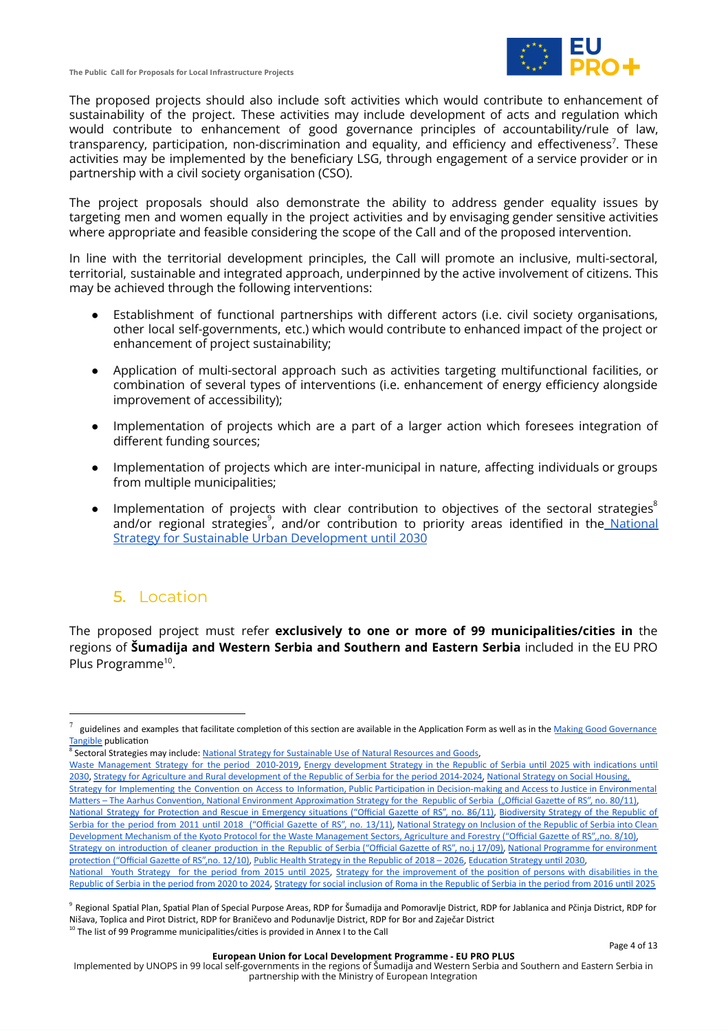The proposed projects should also include soft activities which would contribute to enhancement of sustainability of the project. These activities may include development of acts and regulation which would contribute to enhancement of good governance principles of accountability/rule of law, transparency, participation, non-discrimination and equality, and efficiency and effectiveness[7]. These activities may be implemented by the beneficiary LSG, through engagement of a service provider or in partnership with a civil society organisation (CSO).

The project proposals should also demonstrate the ability to address gender equality issues by targeting men and women equally in the project activities and by envisaging gender sensitive activities where appropriate and feasible considering the scope of the Call and of the proposed intervention.

In line with the territorial development principles, the Call will promote an inclusive, multi-sectoral, territorial, sustainable and integrated approach, underpinned by the active involvement of citizens. This may be achieved through the following interventions:

- Establishment of functional partnerships with different actors (i.e. civil society organisations, other local self-governments, etc.) which would contribute to enhanced impact of the project or enhancement of project sustainability;
- Application of multi-sectoral approach such as activities targeting multifunctional facilities, or combination of several types of interventions (i.e. enhancement of energy efficiency alongside improvement of accessibility);
- Implementation of projects which are a part of a larger action which foresees integration of different funding sources;
- Implementation of projects which are inter-municipal in nature, affecting individuals or groups from multiple municipalities;
- Implementation of projects with clear contribution to objectives of the sectoral strategies[8] and/or regional strategies[9], and/or contribution to priority areas identified in the National Strategy for Sustainable Urban Development until 2030

## 5. Location

The proposed project must refer **exclusively to one or more of 99 municipalities/cities in** the regions of **Šumadija and Western Serbia and Southern and Eastern Serbia** included in the EU PRO Plus Programme[10].

---

[7] guidelines and examples that facilitate completion of this section are available in the Application Form as well as in the Making Good Governance Tangible publication

[8] Sectoral Strategies may include: National Strategy for Sustainable Use of Natural Resources and Goods, Waste Management Strategy for the period 2010-2019, Energy development Strategy in the Republic of Serbia until 2025 with indications until 2030, Strategy for Agriculture and Rural development of the Republic of Serbia for the period 2014-2024, National Strategy on Social Housing, Strategy for Implementing the Convention on Access to Information, Public Participation in Decision-making and Access to Justice in Environmental Matters – The Aarhus Convention, National Environment Approximation Strategy for the Republic of Serbia („Official Gazette of RS", no. 80/11), National Strategy for Protection and Rescue in Emergency situations ("Official Gazette of RS", no. 86/11), Biodiversity Strategy of the Republic of Serbia for the period from 2011 until 2018 ("Official Gazette of RS", no. 13/11), National Strategy on Inclusion of the Republic of Serbia into Clean Development Mechanism of the Kyoto Protocol for the Waste Management Sectors, Agriculture and Forestry ("Official Gazette of RS",,no. 8/10), Strategy on introduction of cleaner production in the Republic of Serbia ("Official Gazette of RS", no.j 17/09), National Programme for environment protection ("Official Gazette of RS",no. 12/10), Public Health Strategy in the Republic of 2018 – 2026, Education Strategy until 2030, National Youth Strategy for the period from 2015 until 2025, Strategy for the improvement of the position of persons with disabilities in the Republic of Serbia in the period from 2020 to 2024, Strategy for social inclusion of Roma in the Republic of Serbia in the period from 2016 until 2025

[9] Regional Spatial Plan, Spatial Plan of Special Purpose Areas, RDP for Šumadija and Pomoravlje District, RDP for Jablanica and Pčinja District, RDP for Nišava, Toplica and Pirot District, RDP for Braničevo and Podunavlje District, RDP for Bor and Zaječar District

[10] The list of 99 Programme municipalities/cities is provided in Annex I to the Call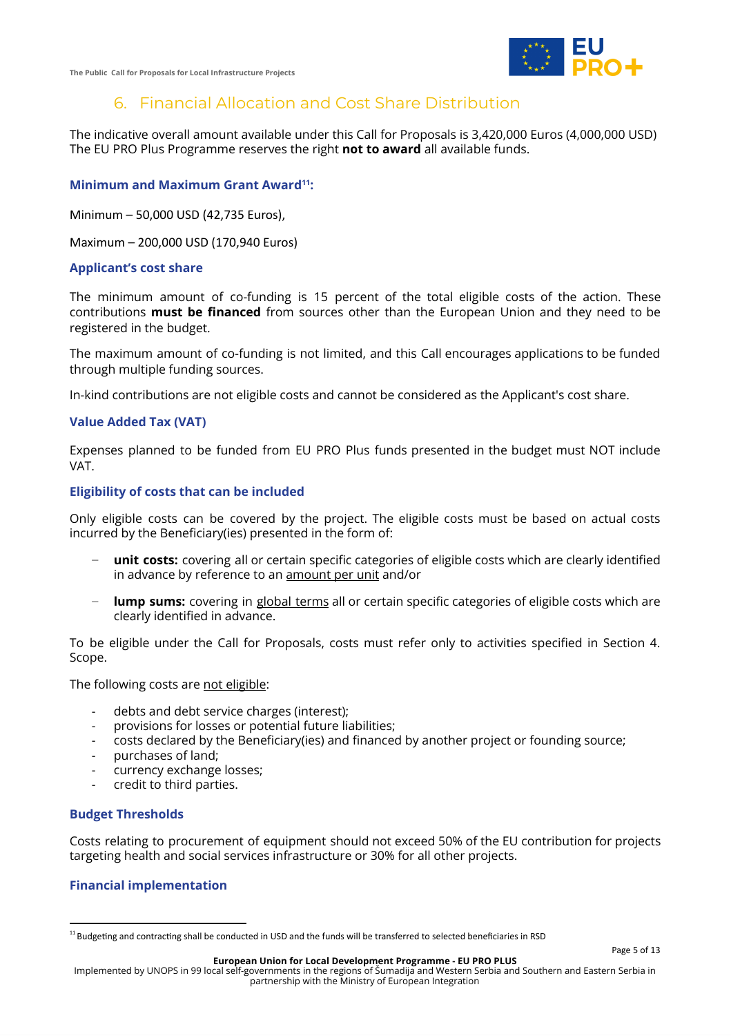## 6. Financial Allocation and Cost Share Distribution

The indicative overall amount available under this Call for Proposals is 3,420,000 Euros (4,000,000 USD) The EU PRO Plus Programme reserves the right **not to award** all available funds.

### Minimum and Maximum Grant Award[11]:

Minimum – 50,000 USD (42,735 Euros),

Maximum – 200,000 USD (170,940 Euros)

### Applicant's cost share

The minimum amount of co-funding is 15 percent of the total eligible costs of the action. These contributions **must be financed** from sources other than the European Union and they need to be registered in the budget.

The maximum amount of co-funding is not limited, and this Call encourages applications to be funded through multiple funding sources.

In-kind contributions are not eligible costs and cannot be considered as the Applicant's cost share.

### Value Added Tax (VAT)

Expenses planned to be funded from EU PRO Plus funds presented in the budget must NOT include VAT.

### Eligibility of costs that can be included

Only eligible costs can be covered by the project. The eligible costs must be based on actual costs incurred by the Beneficiary(ies) presented in the form of:

- **unit costs:** covering all or certain specific categories of eligible costs which are clearly identified in advance by reference to an amount per unit and/or
- **lump sums:** covering in global terms all or certain specific categories of eligible costs which are clearly identified in advance.

To be eligible under the Call for Proposals, costs must refer only to activities specified in Section 4. Scope.

The following costs are not eligible:

- debts and debt service charges (interest);
- provisions for losses or potential future liabilities;
- costs declared by the Beneficiary(ies) and financed by another project or founding source;
- purchases of land;
- currency exchange losses;
- credit to third parties.

### Budget Thresholds

Costs relating to procurement of equipment should not exceed 50% of the EU contribution for projects targeting health and social services infrastructure or 30% for all other projects.

### Financial implementation

[11] Budgeting and contracting shall be conducted in USD and the funds will be transferred to selected beneficiaries in RSD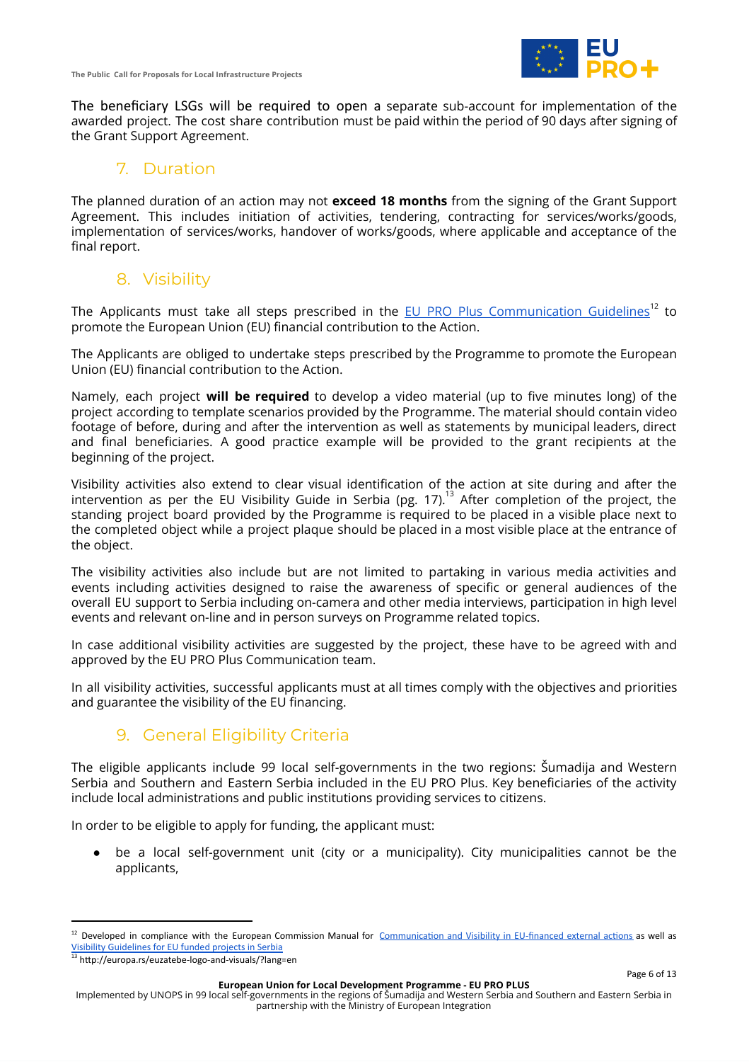The beneficiary LSGs will be required to open a separate sub-account for implementation of the awarded project. The cost share contribution must be paid within the period of 90 days after signing of the Grant Support Agreement.

## 7. Duration

The planned duration of an action may not **exceed 18 months** from the signing of the Grant Support Agreement. This includes initiation of activities, tendering, contracting for services/works/goods, implementation of services/works, handover of works/goods, where applicable and acceptance of the final report.

## 8. Visibility

The Applicants must take all steps prescribed in the EU PRO Plus Communication Guidelines[12] to promote the European Union (EU) financial contribution to the Action.

The Applicants are obliged to undertake steps prescribed by the Programme to promote the European Union (EU) financial contribution to the Action.

Namely, each project **will be required** to develop a video material (up to five minutes long) of the project according to template scenarios provided by the Programme. The material should contain video footage of before, during and after the intervention as well as statements by municipal leaders, direct and final beneficiaries. A good practice example will be provided to the grant recipients at the beginning of the project.

Visibility activities also extend to clear visual identification of the action at site during and after the intervention as per the EU Visibility Guide in Serbia (pg. 17).[13] After completion of the project, the standing project board provided by the Programme is required to be placed in a visible place next to the completed object while a project plaque should be placed in a most visible place at the entrance of the object.

The visibility activities also include but are not limited to partaking in various media activities and events including activities designed to raise the awareness of specific or general audiences of the overall EU support to Serbia including on-camera and other media interviews, participation in high level events and relevant on-line and in person surveys on Programme related topics.

In case additional visibility activities are suggested by the project, these have to be agreed with and approved by the EU PRO Plus Communication team.

In all visibility activities, successful applicants must at all times comply with the objectives and priorities and guarantee the visibility of the EU financing.

## 9. General Eligibility Criteria

The eligible applicants include 99 local self-governments in the two regions: Šumadija and Western Serbia and Southern and Eastern Serbia included in the EU PRO Plus. Key beneficiaries of the activity include local administrations and public institutions providing services to citizens.

In order to be eligible to apply for funding, the applicant must:

- be a local self-government unit (city or a municipality). City municipalities cannot be the applicants,

---

[12] Developed in compliance with the European Commission Manual for Communication and Visibility in EU-financed external actions as well as Visibility Guidelines for EU funded projects in Serbia

[13] http://europa.rs/euzatebe-logo-and-visuals/?lang=en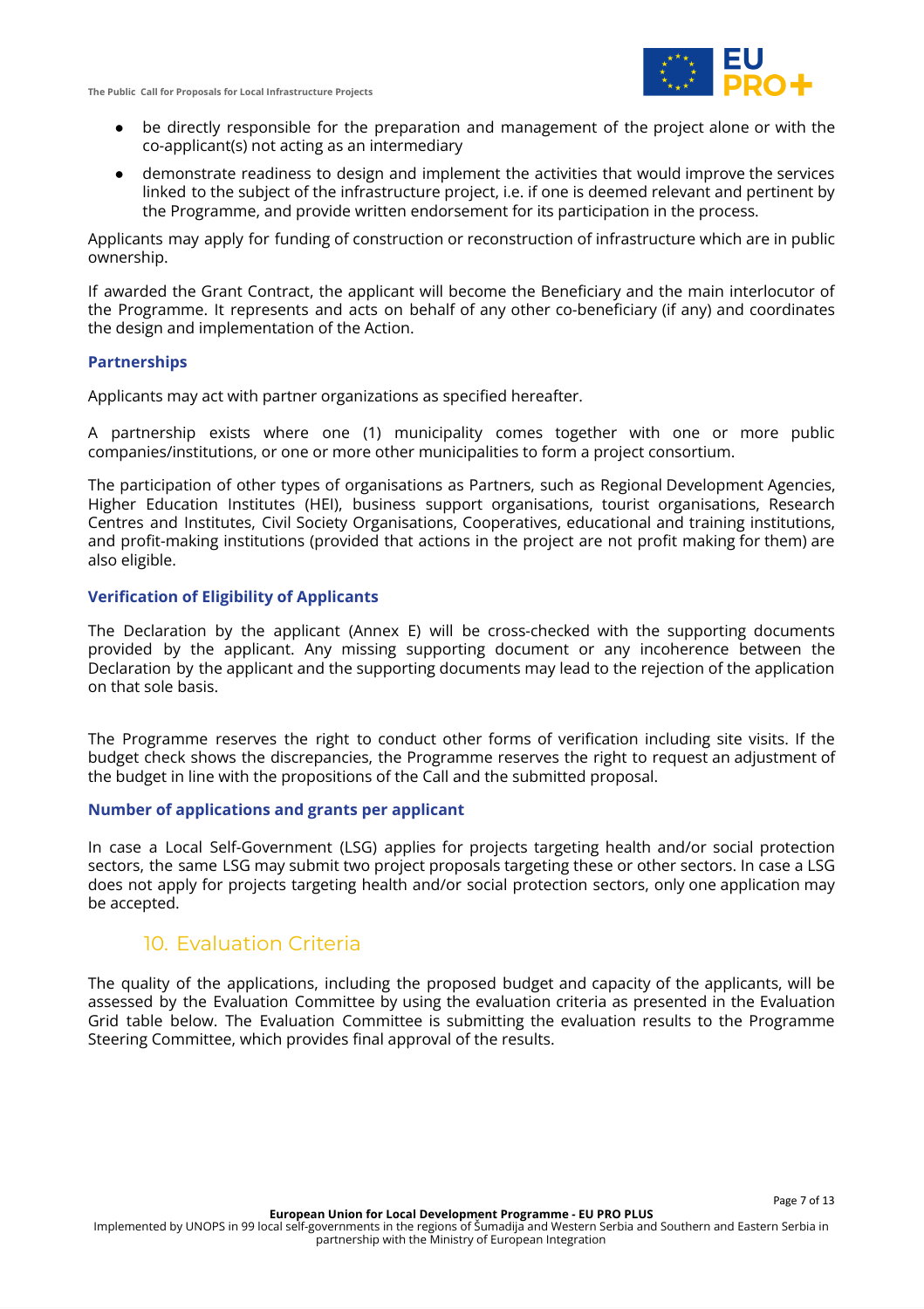- be directly responsible for the preparation and management of the project alone or with the co-applicant(s) not acting as an intermediary
- demonstrate readiness to design and implement the activities that would improve the services linked to the subject of the infrastructure project, i.e. if one is deemed relevant and pertinent by the Programme, and provide written endorsement for its participation in the process.

Applicants may apply for funding of construction or reconstruction of infrastructure which are in public ownership.

If awarded the Grant Contract, the applicant will become the Beneficiary and the main interlocutor of the Programme. It represents and acts on behalf of any other co-beneficiary (if any) and coordinates the design and implementation of the Action.

### Partnerships

Applicants may act with partner organizations as specified hereafter.

A partnership exists where one (1) municipality comes together with one or more public companies/institutions, or one or more other municipalities to form a project consortium.

The participation of other types of organisations as Partners, such as Regional Development Agencies, Higher Education Institutes (HEI), business support organisations, tourist organisations, Research Centres and Institutes, Civil Society Organisations, Cooperatives, educational and training institutions, and profit-making institutions (provided that actions in the project are not profit making for them) are also eligible.

### Verification of Eligibility of Applicants

The Declaration by the applicant (Annex E) will be cross-checked with the supporting documents provided by the applicant. Any missing supporting document or any incoherence between the Declaration by the applicant and the supporting documents may lead to the rejection of the application on that sole basis.

The Programme reserves the right to conduct other forms of verification including site visits. If the budget check shows the discrepancies, the Programme reserves the right to request an adjustment of the budget in line with the propositions of the Call and the submitted proposal.

### Number of applications and grants per applicant

In case a Local Self-Government (LSG) applies for projects targeting health and/or social protection sectors, the same LSG may submit two project proposals targeting these or other sectors. In case a LSG does not apply for projects targeting health and/or social protection sectors, only one application may be accepted.

## 10. Evaluation Criteria

The quality of the applications, including the proposed budget and capacity of the applicants, will be assessed by the Evaluation Committee by using the evaluation criteria as presented in the Evaluation Grid table below. The Evaluation Committee is submitting the evaluation results to the Programme Steering Committee, which provides final approval of the results.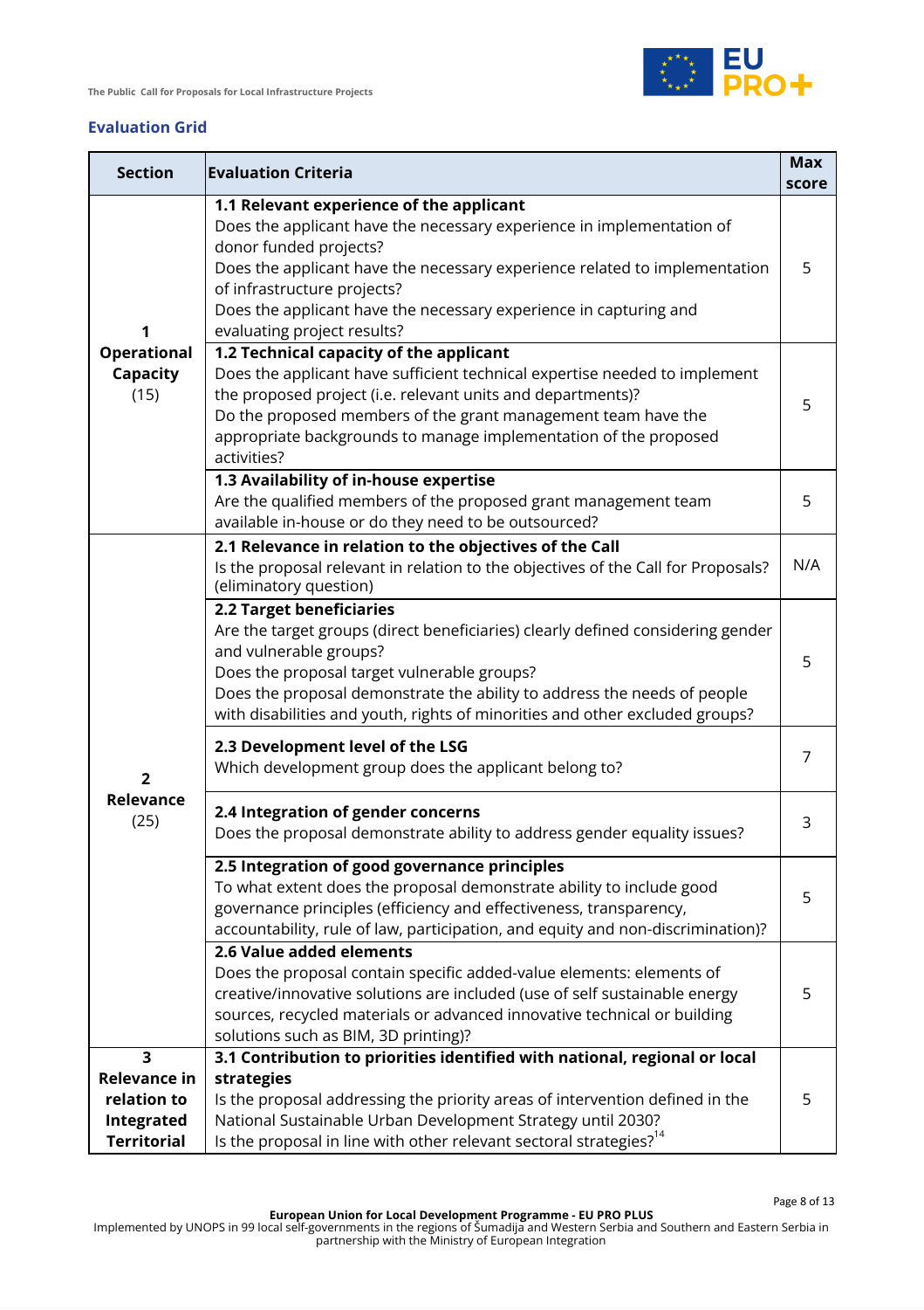## Evaluation Grid

| Section | Evaluation Criteria | Max score |
|---|---|---|
| **1 Operational Capacity** (15) | **1.1 Relevant experience of the applicant**<br>Does the applicant have the necessary experience in implementation of donor funded projects?<br>Does the applicant have the necessary experience related to implementation of infrastructure projects?<br>Does the applicant have the necessary experience in capturing and evaluating project results? | 5 |
| | **1.2 Technical capacity of the applicant**<br>Does the applicant have sufficient technical expertise needed to implement the proposed project (i.e. relevant units and departments)?<br>Do the proposed members of the grant management team have the appropriate backgrounds to manage implementation of the proposed activities? | 5 |
| | **1.3 Availability of in-house expertise**<br>Are the qualified members of the proposed grant management team available in-house or do they need to be outsourced? | 5 |
| **2 Relevance** (25) | **2.1 Relevance in relation to the objectives of the Call**<br>Is the proposal relevant in relation to the objectives of the Call for Proposals? (eliminatory question) | N/A |
| | **2.2 Target beneficiaries**<br>Are the target groups (direct beneficiaries) clearly defined considering gender and vulnerable groups?<br>Does the proposal target vulnerable groups?<br>Does the proposal demonstrate the ability to address the needs of people with disabilities and youth, rights of minorities and other excluded groups? | 5 |
| | **2.3 Development level of the LSG**<br>Which development group does the applicant belong to? | 7 |
| | **2.4 Integration of gender concerns**<br>Does the proposal demonstrate ability to address gender equality issues? | 3 |
| | **2.5 Integration of good governance principles**<br>To what extent does the proposal demonstrate ability to include good governance principles (efficiency and effectiveness, transparency, accountability, rule of law, participation, and equity and non-discrimination)? | 5 |
| | **2.6 Value added elements**<br>Does the proposal contain specific added-value elements: elements of creative/innovative solutions are included (use of self sustainable energy sources, recycled materials or advanced innovative technical or building solutions such as BIM, 3D printing)? | 5 |
| **3 Relevance in relation to Integrated Territorial** | **3.1 Contribution to priorities identified with national, regional or local strategies**<br>Is the proposal addressing the priority areas of intervention defined in the National Sustainable Urban Development Strategy until 2030?<br>Is the proposal in line with other relevant sectoral strategies?[14] | 5 |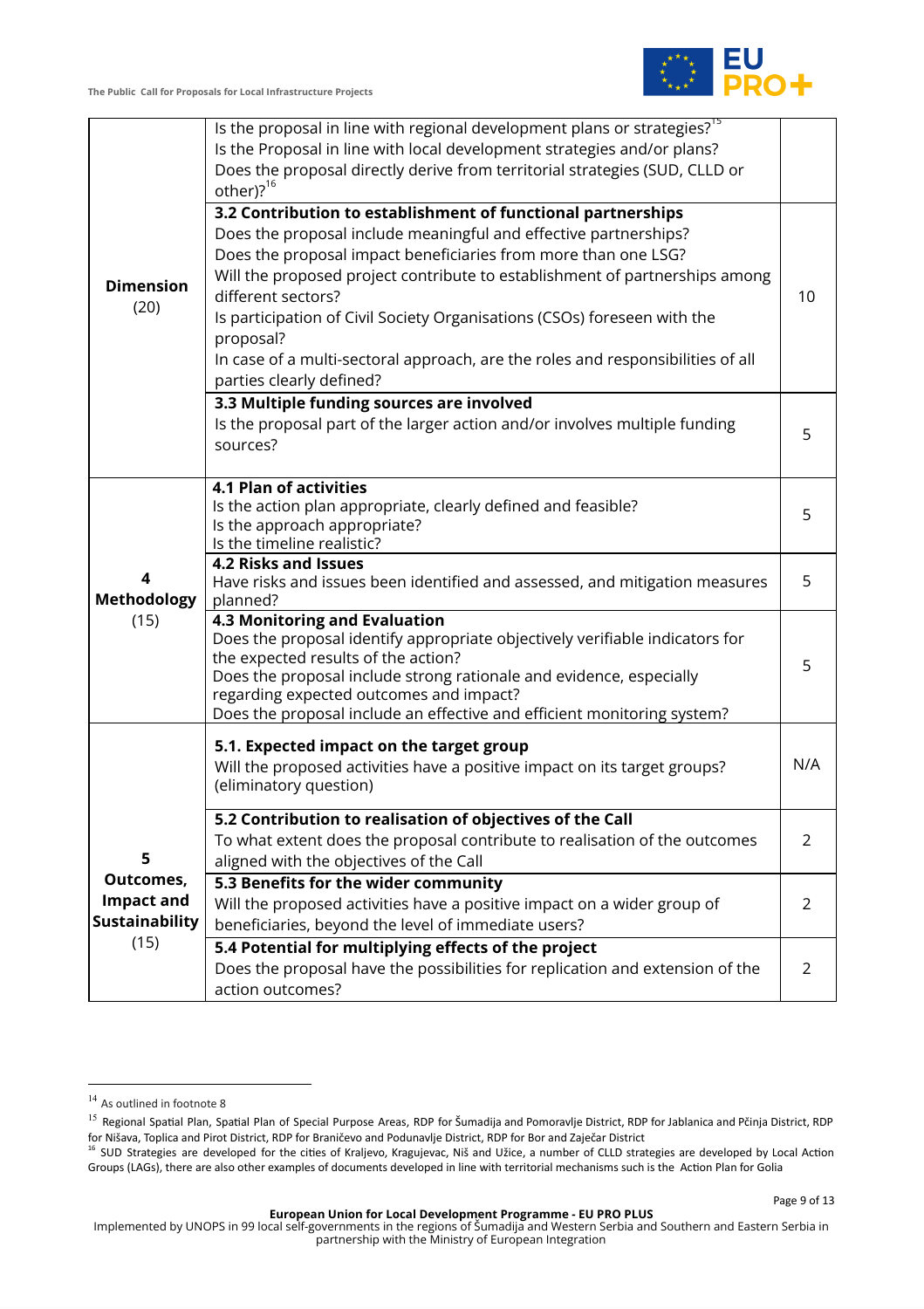| | | |
|---|---|---|
| **Dimension** (20) | Is the proposal in line with regional development plans or strategies?[15]<br>Is the Proposal in line with local development strategies and/or plans?<br>Does the proposal directly derive from territorial strategies (SUD, CLLD or other)?[16] | |
| | **3.2 Contribution to establishment of functional partnerships**<br>Does the proposal include meaningful and effective partnerships?<br>Does the proposal impact beneficiaries from more than one LSG?<br>Will the proposed project contribute to establishment of partnerships among different sectors?<br>Is participation of Civil Society Organisations (CSOs) foreseen with the proposal?<br>In case of a multi-sectoral approach, are the roles and responsibilities of all parties clearly defined? | 10 |
| | **3.3 Multiple funding sources are involved**<br>Is the proposal part of the larger action and/or involves multiple funding sources? | 5 |
| **4 Methodology** (15) | **4.1 Plan of activities**<br>Is the action plan appropriate, clearly defined and feasible?<br>Is the approach appropriate?<br>Is the timeline realistic? | 5 |
| | **4.2 Risks and Issues**<br>Have risks and issues been identified and assessed, and mitigation measures planned? | 5 |
| | **4.3 Monitoring and Evaluation**<br>Does the proposal identify appropriate objectively verifiable indicators for the expected results of the action?<br>Does the proposal include strong rationale and evidence, especially regarding expected outcomes and impact?<br>Does the proposal include an effective and efficient monitoring system? | 5 |
| **5 Outcomes, Impact and Sustainability** (15) | **5.1. Expected impact on the target group**<br>Will the proposed activities have a positive impact on its target groups? (eliminatory question) | N/A |
| | **5.2 Contribution to realisation of objectives of the Call**<br>To what extent does the proposal contribute to realisation of the outcomes aligned with the objectives of the Call | 2 |
| | **5.3 Benefits for the wider community**<br>Will the proposed activities have a positive impact on a wider group of beneficiaries, beyond the level of immediate users? | 2 |
| | **5.4 Potential for multiplying effects of the project**<br>Does the proposal have the possibilities for replication and extension of the action outcomes? | 2 |

[14] As outlined in footnote 8

[15] Regional Spatial Plan, Spatial Plan of Special Purpose Areas, RDP for Šumadija and Pomoravlje District, RDP for Jablanica and Pčinja District, RDP for Nišava, Toplica and Pirot District, RDP for Braničevo and Podunavlje District, RDP for Bor and Zaječar District

[16] SUD Strategies are developed for the cities of Kraljevo, Kragujevac, Niš and Užice, a number of CLLD strategies are developed by Local Action Groups (LAGs), there are also other examples of documents developed in line with territorial mechanisms such is the Action Plan for Golia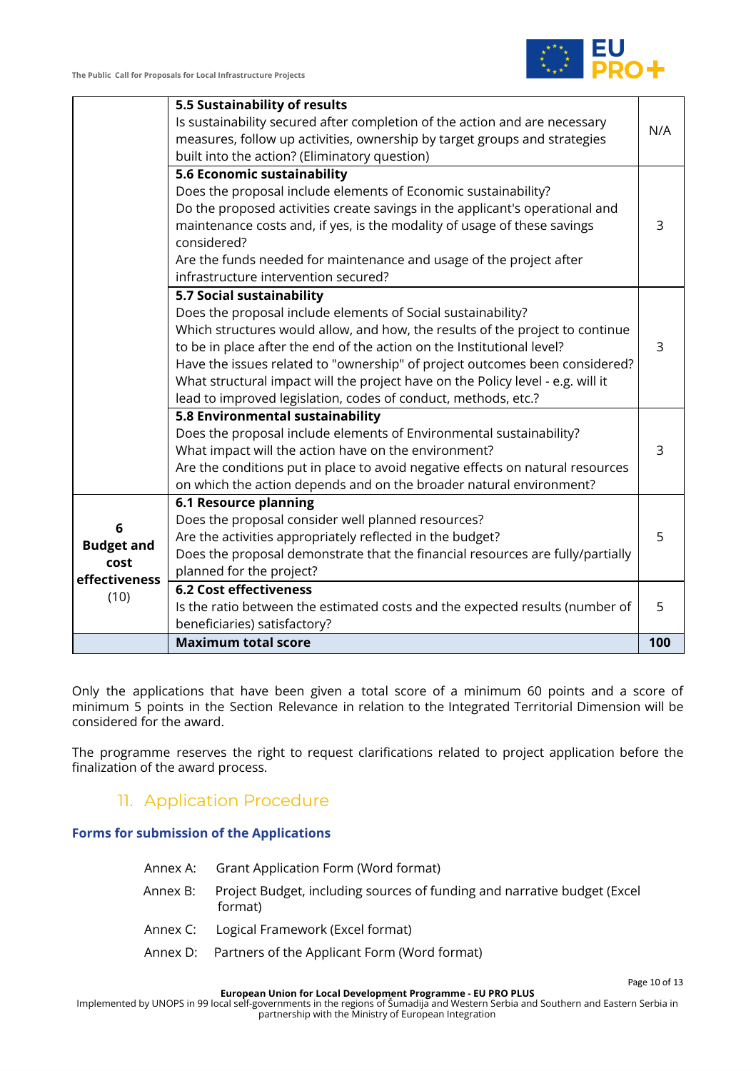| | | |
|---|---|---|
| | **5.5 Sustainability of results**<br>Is sustainability secured after completion of the action and are necessary measures, follow up activities, ownership by target groups and strategies built into the action? (Eliminatory question) | N/A |
| | **5.6 Economic sustainability**<br>Does the proposal include elements of Economic sustainability?<br>Do the proposed activities create savings in the applicant's operational and maintenance costs and, if yes, is the modality of usage of these savings considered?<br>Are the funds needed for maintenance and usage of the project after infrastructure intervention secured? | 3 |
| | **5.7 Social sustainability**<br>Does the proposal include elements of Social sustainability?<br>Which structures would allow, and how, the results of the project to continue to be in place after the end of the action on the Institutional level?<br>Have the issues related to "ownership" of project outcomes been considered?<br>What structural impact will the project have on the Policy level - e.g. will it lead to improved legislation, codes of conduct, methods, etc.? | 3 |
| | **5.8 Environmental sustainability**<br>Does the proposal include elements of Environmental sustainability?<br>What impact will the action have on the environment?<br>Are the conditions put in place to avoid negative effects on natural resources on which the action depends and on the broader natural environment? | 3 |
| **6 Budget and cost effectiveness** (10) | **6.1 Resource planning**<br>Does the proposal consider well planned resources?<br>Are the activities appropriately reflected in the budget?<br>Does the proposal demonstrate that the financial resources are fully/partially planned for the project? | 5 |
| | **6.2 Cost effectiveness**<br>Is the ratio between the estimated costs and the expected results (number of beneficiaries) satisfactory? | 5 |
| | **Maximum total score** | **100** |

Only the applications that have been given a total score of a minimum 60 points and a score of minimum 5 points in the Section Relevance in relation to the Integrated Territorial Dimension will be considered for the award.

The programme reserves the right to request clarifications related to project application before the finalization of the award process.

## 11. Application Procedure

### Forms for submission of the Applications

- Annex A: Grant Application Form (Word format)
- Annex B: Project Budget, including sources of funding and narrative budget (Excel format)
- Annex C: Logical Framework (Excel format)
- Annex D: Partners of the Applicant Form (Word format)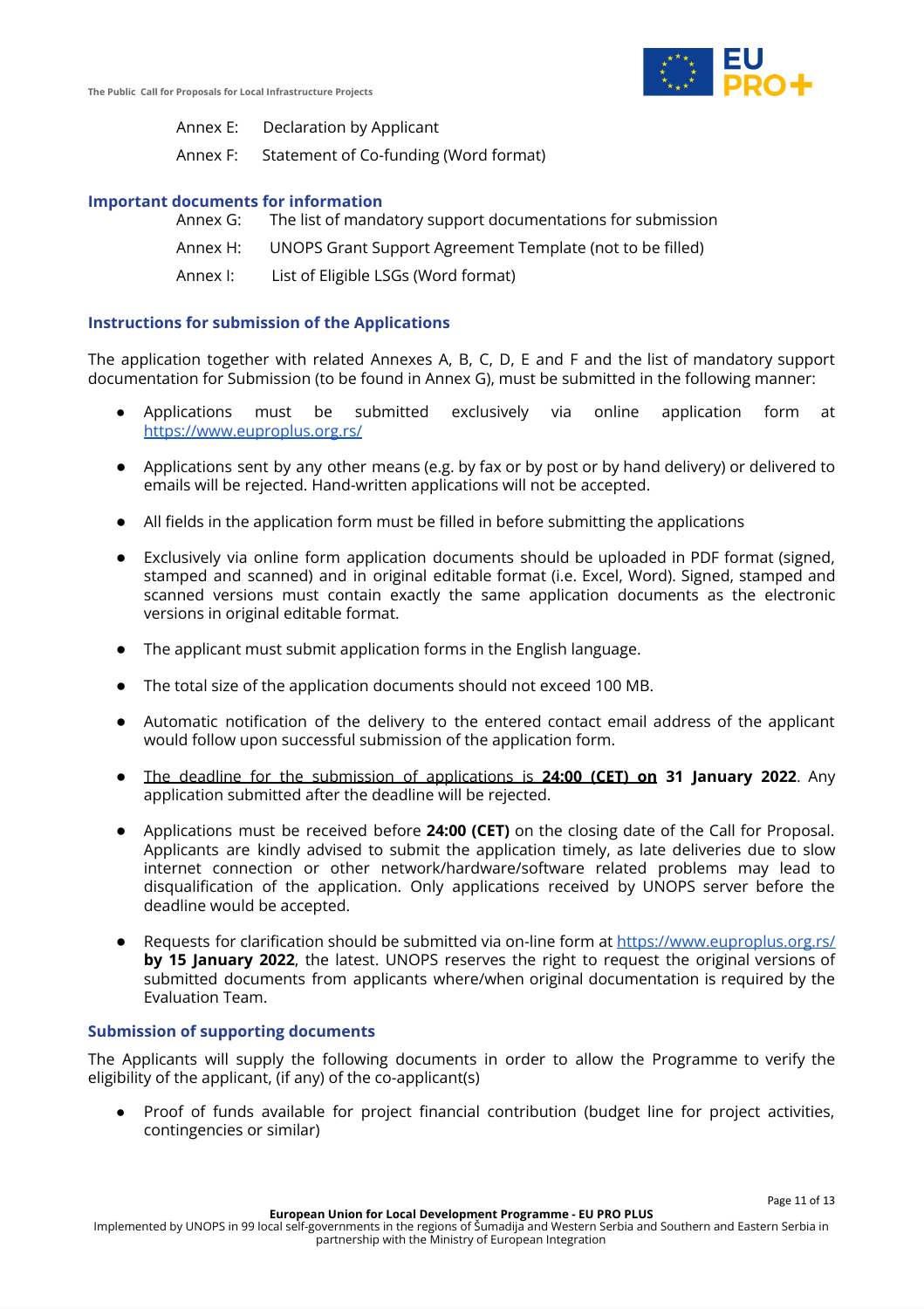Annex E: Declaration by Applicant

Annex F: Statement of Co-funding (Word format)

### Important documents for information

Annex G: The list of mandatory support documentations for submission

Annex H: UNOPS Grant Support Agreement Template (not to be filled)

Annex I: List of Eligible LSGs (Word format)

### Instructions for submission of the Applications

The application together with related Annexes A, B, C, D, E and F and the list of mandatory support documentation for Submission (to be found in Annex G), must be submitted in the following manner:

- Applications must be submitted exclusively via online application form at https://www.euproplus.org.rs/
- Applications sent by any other means (e.g. by fax or by post or by hand delivery) or delivered to emails will be rejected. Hand-written applications will not be accepted.
- All fields in the application form must be filled in before submitting the applications
- Exclusively via online form application documents should be uploaded in PDF format (signed, stamped and scanned) and in original editable format (i.e. Excel, Word). Signed, stamped and scanned versions must contain exactly the same application documents as the electronic versions in original editable format.
- The applicant must submit application forms in the English language.
- The total size of the application documents should not exceed 100 MB.
- Automatic notification of the delivery to the entered contact email address of the applicant would follow upon successful submission of the application form.
- The deadline for the submission of applications is **24:00 (CET) on 31 January 2022**. Any application submitted after the deadline will be rejected.
- Applications must be received before **24:00 (CET)** on the closing date of the Call for Proposal. Applicants are kindly advised to submit the application timely, as late deliveries due to slow internet connection or other network/hardware/software related problems may lead to disqualification of the application. Only applications received by UNOPS server before the deadline would be accepted.
- Requests for clarification should be submitted via on-line form at https://www.euproplus.org.rs/ **by 15 January 2022**, the latest. UNOPS reserves the right to request the original versions of submitted documents from applicants where/when original documentation is required by the Evaluation Team.

### Submission of supporting documents

The Applicants will supply the following documents in order to allow the Programme to verify the eligibility of the applicant, (if any) of the co-applicant(s)

- Proof of funds available for project financial contribution (budget line for project activities, contingencies or similar)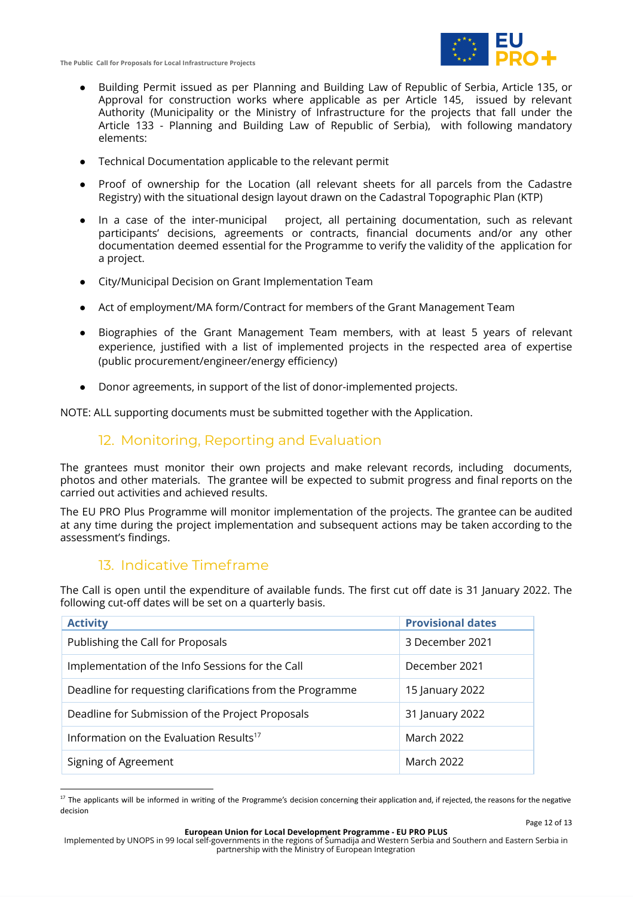- Building Permit issued as per Planning and Building Law of Republic of Serbia, Article 135, or Approval for construction works where applicable as per Article 145, issued by relevant Authority (Municipality or the Ministry of Infrastructure for the projects that fall under the Article 133 - Planning and Building Law of Republic of Serbia), with following mandatory elements:
- Technical Documentation applicable to the relevant permit
- Proof of ownership for the Location (all relevant sheets for all parcels from the Cadastre Registry) with the situational design layout drawn on the Cadastral Topographic Plan (KTP)
- In a case of the inter-municipal project, all pertaining documentation, such as relevant participants' decisions, agreements or contracts, financial documents and/or any other documentation deemed essential for the Programme to verify the validity of the application for a project.
- City/Municipal Decision on Grant Implementation Team
- Act of employment/MA form/Contract for members of the Grant Management Team
- Biographies of the Grant Management Team members, with at least 5 years of relevant experience, justified with a list of implemented projects in the respected area of expertise (public procurement/engineer/energy efficiency)
- Donor agreements, in support of the list of donor-implemented projects.

NOTE: ALL supporting documents must be submitted together with the Application.

## 12. Monitoring, Reporting and Evaluation

The grantees must monitor their own projects and make relevant records, including documents, photos and other materials. The grantee will be expected to submit progress and final reports on the carried out activities and achieved results.

The EU PRO Plus Programme will monitor implementation of the projects. The grantee can be audited at any time during the project implementation and subsequent actions may be taken according to the assessment's findings.

## 13. Indicative Timeframe

The Call is open until the expenditure of available funds. The first cut off date is 31 January 2022. The following cut-off dates will be set on a quarterly basis.

| Activity | Provisional dates |
|---|---|
| Publishing the Call for Proposals | 3 December 2021 |
| Implementation of the Info Sessions for the Call | December 2021 |
| Deadline for requesting clarifications from the Programme | 15 January 2022 |
| Deadline for Submission of the Project Proposals | 31 January 2022 |
| Information on the Evaluation Results[17] | March 2022 |
| Signing of Agreement | March 2022 |

[17] The applicants will be informed in writing of the Programme's decision concerning their application and, if rejected, the reasons for the negative decision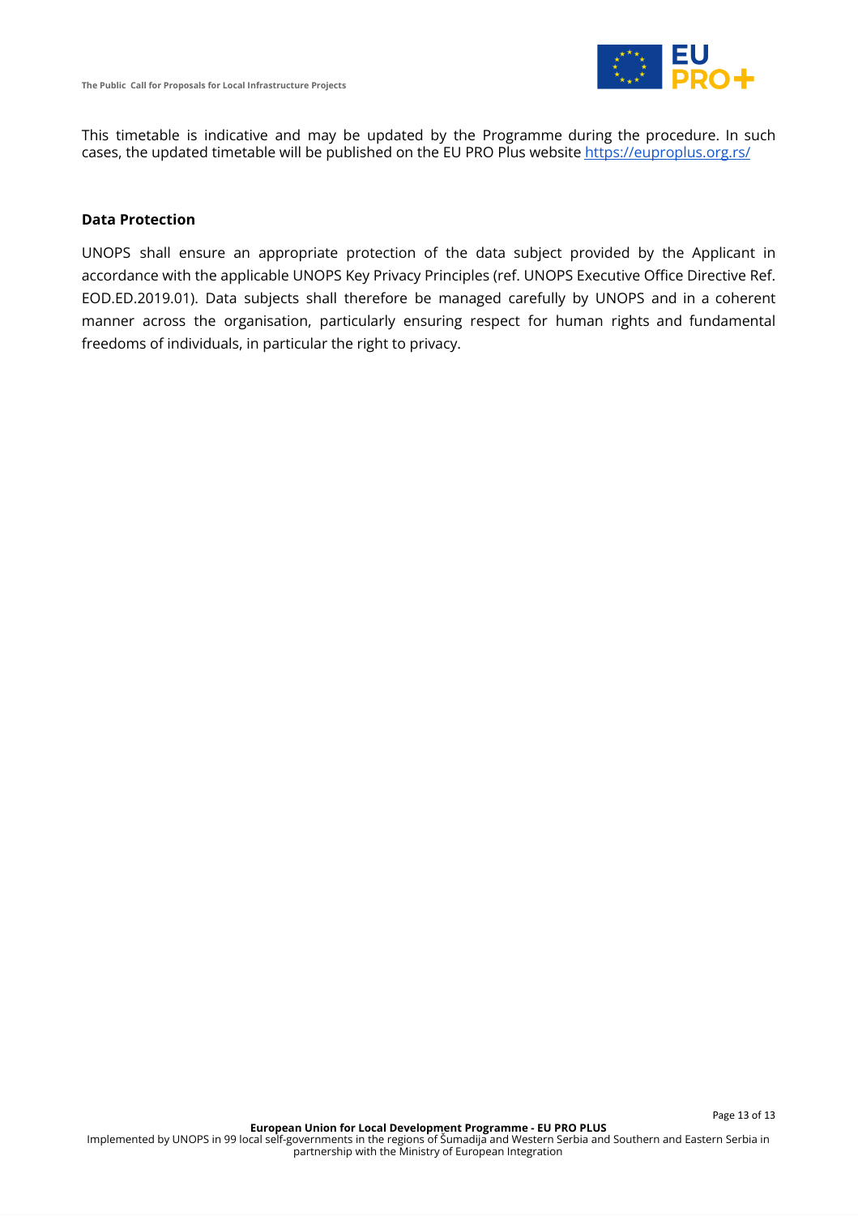This timetable is indicative and may be updated by the Programme during the procedure. In such cases, the updated timetable will be published on the EU PRO Plus website https://euproplus.org.rs/

**Data Protection**

UNOPS shall ensure an appropriate protection of the data subject provided by the Applicant in accordance with the applicable UNOPS Key Privacy Principles (ref. UNOPS Executive Office Directive Ref. EOD.ED.2019.01). Data subjects shall therefore be managed carefully by UNOPS and in a coherent manner across the organisation, particularly ensuring respect for human rights and fundamental freedoms of individuals, in particular the right to privacy.